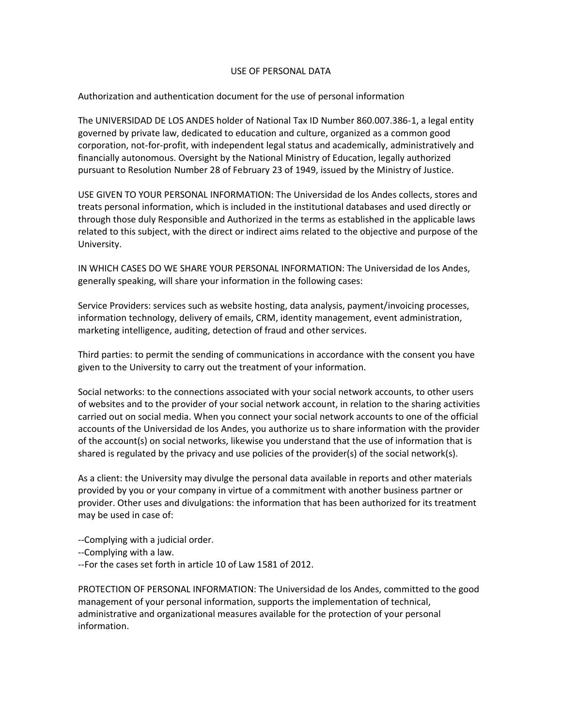# USE OF PERSONAL DATA

Authorization and authentication document for the use of personal information

The UNIVERSIDAD DE LOS ANDES holder of National Tax ID Number 860.007.386-1, a legal entity governed by private law, dedicated to education and culture, organized as a common good corporation, not-for-profit, with independent legal status and academically, administratively and financially autonomous. Oversight by the National Ministry of Education, legally authorized pursuant to Resolution Number 28 of February 23 of 1949, issued by the Ministry of Justice.

USE GIVEN TO YOUR PERSONAL INFORMATION: The Universidad de los Andes collects, stores and treats personal information, which is included in the institutional databases and used directly or through those duly Responsible and Authorized in the terms as established in the applicable laws related to this subject, with the direct or indirect aims related to the objective and purpose of the University.

IN WHICH CASES DO WE SHARE YOUR PERSONAL INFORMATION: The Universidad de los Andes, generally speaking, will share your information in the following cases:

Service Providers: services such as website hosting, data analysis, payment/invoicing processes, information technology, delivery of emails, CRM, identity management, event administration, marketing intelligence, auditing, detection of fraud and other services.

Third parties: to permit the sending of communications in accordance with the consent you have given to the University to carry out the treatment of your information.

Social networks: to the connections associated with your social network accounts, to other users of websites and to the provider of your social network account, in relation to the sharing activities carried out on social media. When you connect your social network accounts to one of the official accounts of the Universidad de los Andes, you authorize us to share information with the provider of the account(s) on social networks, likewise you understand that the use of information that is shared is regulated by the privacy and use policies of the provider(s) of the social network(s).

As a client: the University may divulge the personal data available in reports and other materials provided by you or your company in virtue of a commitment with another business partner or provider. Other uses and divulgations: the information that has been authorized for its treatment may be used in case of:

--Complying with a judicial order.
--Complying with a law.
--For the cases set forth in article 10 of Law 1581 of 2012.

PROTECTION OF PERSONAL INFORMATION: The Universidad de los Andes, committed to the good management of your personal information, supports the implementation of technical, administrative and organizational measures available for the protection of your personal information.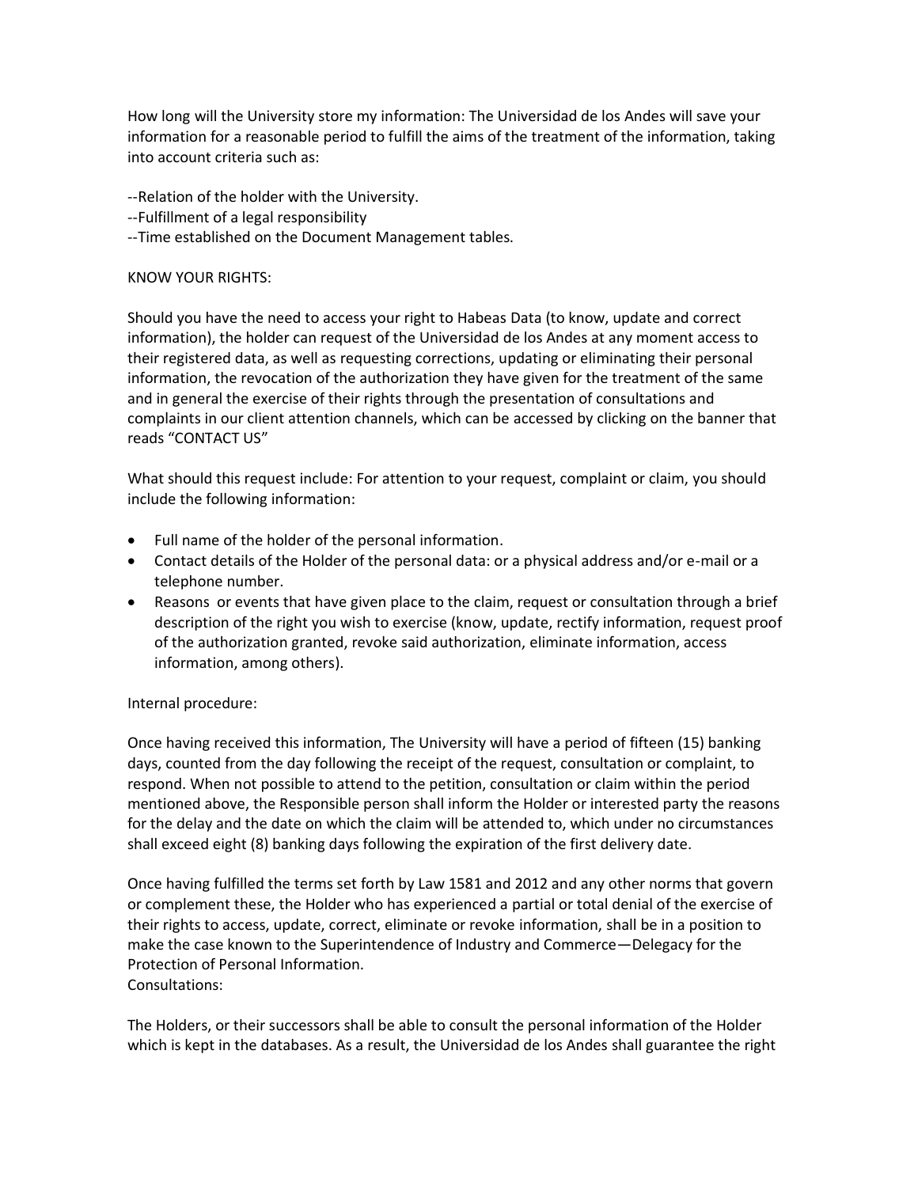How long will the University store my information: The Universidad de los Andes will save your information for a reasonable period to fulfill the aims of the treatment of the information, taking into account criteria such as:

--Relation of the holder with the University.
--Fulfillment of a legal responsibility
--Time established on the Document Management tables.

KNOW YOUR RIGHTS:

Should you have the need to access your right to Habeas Data (to know, update and correct information), the holder can request of the Universidad de los Andes at any moment access to their registered data, as well as requesting corrections, updating or eliminating their personal information, the revocation of the authorization they have given for the treatment of the same and in general the exercise of their rights through the presentation of consultations and complaints in our client attention channels, which can be accessed by clicking on the banner that reads "CONTACT US"

What should this request include: For attention to your request, complaint or claim, you should include the following information:

- Full name of the holder of the personal information.
- Contact details of the Holder of the personal data: or a physical address and/or e-mail or a telephone number.
- Reasons or events that have given place to the claim, request or consultation through a brief description of the right you wish to exercise (know, update, rectify information, request proof of the authorization granted, revoke said authorization, eliminate information, access information, among others).

Internal procedure:

Once having received this information, The University will have a period of fifteen (15) banking days, counted from the day following the receipt of the request, consultation or complaint, to respond. When not possible to attend to the petition, consultation or claim within the period mentioned above, the Responsible person shall inform the Holder or interested party the reasons for the delay and the date on which the claim will be attended to, which under no circumstances shall exceed eight (8) banking days following the expiration of the first delivery date.

Once having fulfilled the terms set forth by Law 1581 and 2012 and any other norms that govern or complement these, the Holder who has experienced a partial or total denial of the exercise of their rights to access, update, correct, eliminate or revoke information, shall be in a position to make the case known to the Superintendence of Industry and Commerce—Delegacy for the Protection of Personal Information.

Consultations:

The Holders, or their successors shall be able to consult the personal information of the Holder which is kept in the databases. As a result, the Universidad de los Andes shall guarantee the right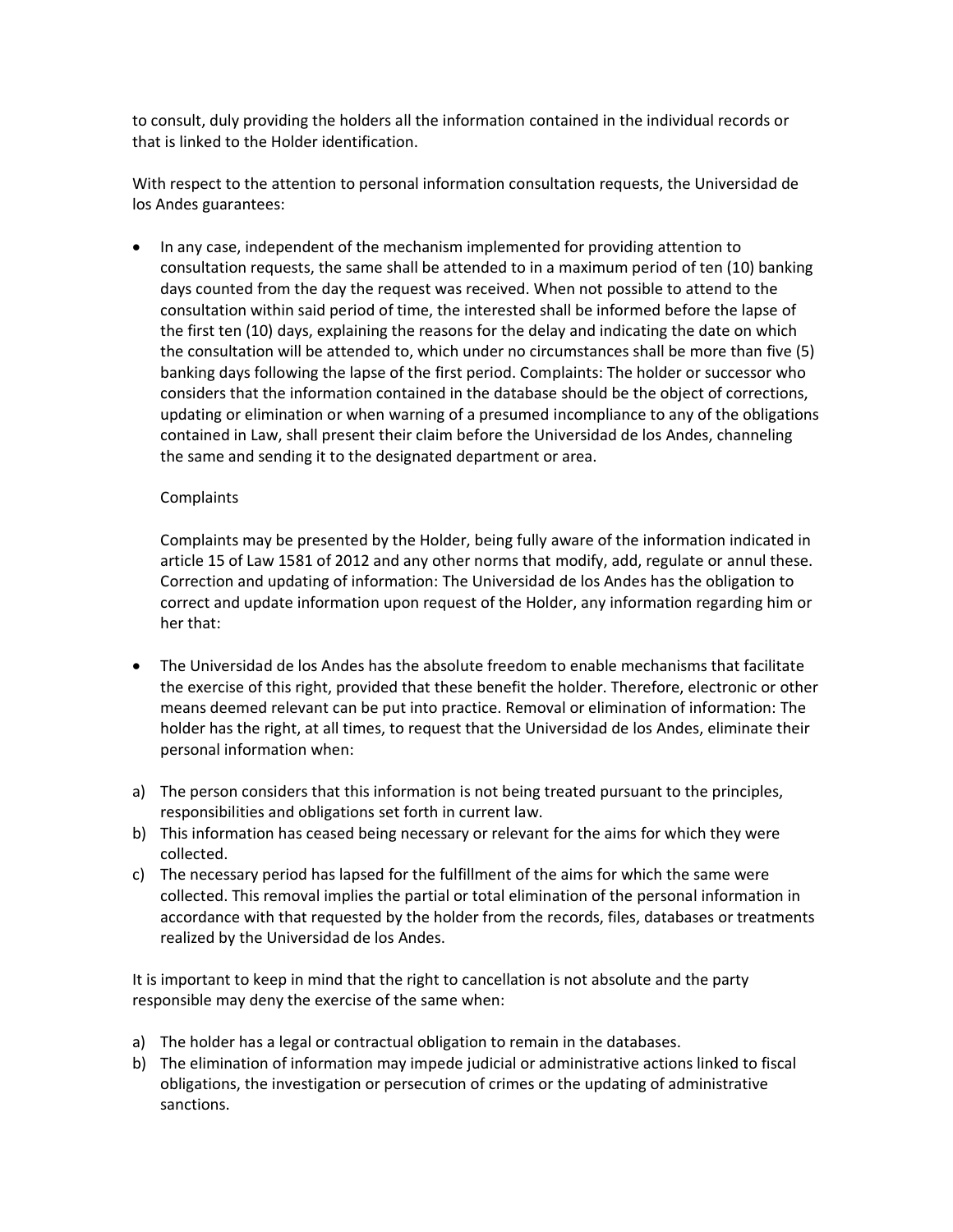to consult, duly providing the holders all the information contained in the individual records or that is linked to the Holder identification.

With respect to the attention to personal information consultation requests, the Universidad de los Andes guarantees:

- In any case, independent of the mechanism implemented for providing attention to consultation requests, the same shall be attended to in a maximum period of ten (10) banking days counted from the day the request was received. When not possible to attend to the consultation within said period of time, the interested shall be informed before the lapse of the first ten (10) days, explaining the reasons for the delay and indicating the date on which the consultation will be attended to, which under no circumstances shall be more than five (5) banking days following the lapse of the first period. Complaints: The holder or successor who considers that the information contained in the database should be the object of corrections, updating or elimination or when warning of a presumed incompliance to any of the obligations contained in Law, shall present their claim before the Universidad de los Andes, channeling the same and sending it to the designated department or area.

  Complaints

  Complaints may be presented by the Holder, being fully aware of the information indicated in article 15 of Law 1581 of 2012 and any other norms that modify, add, regulate or annul these. Correction and updating of information: The Universidad de los Andes has the obligation to correct and update information upon request of the Holder, any information regarding him or her that:

- The Universidad de los Andes has the absolute freedom to enable mechanisms that facilitate the exercise of this right, provided that these benefit the holder. Therefore, electronic or other means deemed relevant can be put into practice. Removal or elimination of information: The holder has the right, at all times, to request that the Universidad de los Andes, eliminate their personal information when:

a) The person considers that this information is not being treated pursuant to the principles, responsibilities and obligations set forth in current law.
b) This information has ceased being necessary or relevant for the aims for which they were collected.
c) The necessary period has lapsed for the fulfillment of the aims for which the same were collected. This removal implies the partial or total elimination of the personal information in accordance with that requested by the holder from the records, files, databases or treatments realized by the Universidad de los Andes.

It is important to keep in mind that the right to cancellation is not absolute and the party responsible may deny the exercise of the same when:

a) The holder has a legal or contractual obligation to remain in the databases.
b) The elimination of information may impede judicial or administrative actions linked to fiscal obligations, the investigation or persecution of crimes or the updating of administrative sanctions.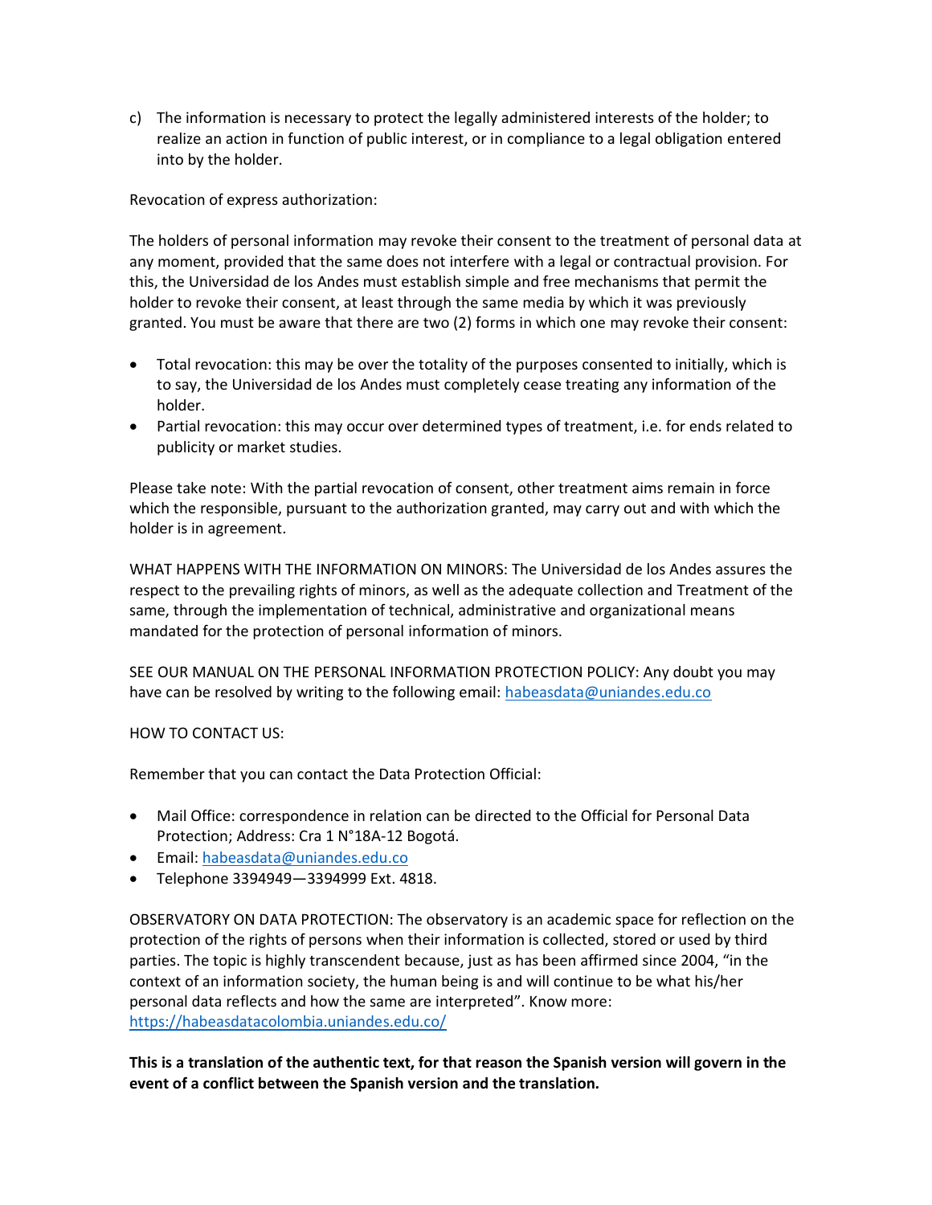c) The information is necessary to protect the legally administered interests of the holder; to realize an action in function of public interest, or in compliance to a legal obligation entered into by the holder.

Revocation of express authorization:

The holders of personal information may revoke their consent to the treatment of personal data at any moment, provided that the same does not interfere with a legal or contractual provision. For this, the Universidad de los Andes must establish simple and free mechanisms that permit the holder to revoke their consent, at least through the same media by which it was previously granted. You must be aware that there are two (2) forms in which one may revoke their consent:

- Total revocation: this may be over the totality of the purposes consented to initially, which is to say, the Universidad de los Andes must completely cease treating any information of the holder.
- Partial revocation: this may occur over determined types of treatment, i.e. for ends related to publicity or market studies.

Please take note: With the partial revocation of consent, other treatment aims remain in force which the responsible, pursuant to the authorization granted, may carry out and with which the holder is in agreement.

WHAT HAPPENS WITH THE INFORMATION ON MINORS: The Universidad de los Andes assures the respect to the prevailing rights of minors, as well as the adequate collection and Treatment of the same, through the implementation of technical, administrative and organizational means mandated for the protection of personal information of minors.

SEE OUR MANUAL ON THE PERSONAL INFORMATION PROTECTION POLICY: Any doubt you may have can be resolved by writing to the following email: habeasdata@uniandes.edu.co

HOW TO CONTACT US:

Remember that you can contact the Data Protection Official:

- Mail Office: correspondence in relation can be directed to the Official for Personal Data Protection; Address: Cra 1 N°18A-12 Bogotá.
- Email: habeasdata@uniandes.edu.co
- Telephone 3394949—3394999 Ext. 4818.

OBSERVATORY ON DATA PROTECTION: The observatory is an academic space for reflection on the protection of the rights of persons when their information is collected, stored or used by third parties. The topic is highly transcendent because, just as has been affirmed since 2004, "in the context of an information society, the human being is and will continue to be what his/her personal data reflects and how the same are interpreted". Know more: https://habeasdatacolombia.uniandes.edu.co/

**This is a translation of the authentic text, for that reason the Spanish version will govern in the event of a conflict between the Spanish version and the translation.**